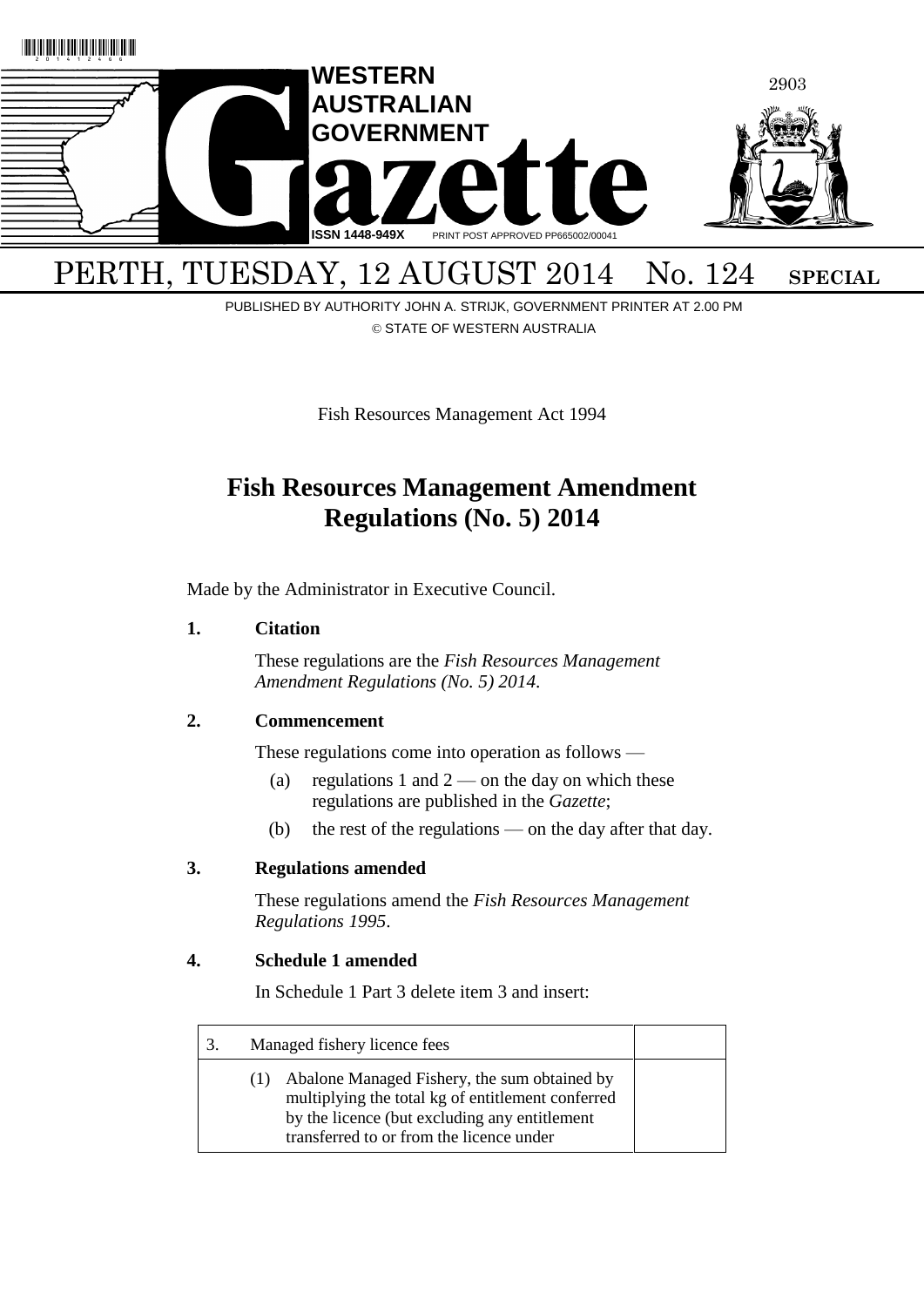# WESTERN AUSTRALIAN GOVERNMENT Gazette

ISSN 1448-949X PRINT POST APPROVED PP665002/00041

PERTH, TUESDAY, 12 AUGUST 2014 No. 124 SPECIAL

PUBLISHED BY AUTHORITY JOHN A. STRIJK, GOVERNMENT PRINTER AT 2.00 PM

© STATE OF WESTERN AUSTRALIA

Fish Resources Management Act 1994

## Fish Resources Management Amendment Regulations (No. 5) 2014

Made by the Administrator in Executive Council.

**1. Citation**

These regulations are the *Fish Resources Management Amendment Regulations (No. 5) 2014*.

**2. Commencement**

These regulations come into operation as follows —

(a) regulations 1 and 2 — on the day on which these regulations are published in the *Gazette*;

(b) the rest of the regulations — on the day after that day.

**3. Regulations amended**

These regulations amend the *Fish Resources Management Regulations 1995*.

**4. Schedule 1 amended**

In Schedule 1 Part 3 delete item 3 and insert:

| 3. Managed fishery licence fees | |
|---|---|
| (1) Abalone Managed Fishery, the sum obtained by multiplying the total kg of entitlement conferred by the licence (but excluding any entitlement transferred to or from the licence under | |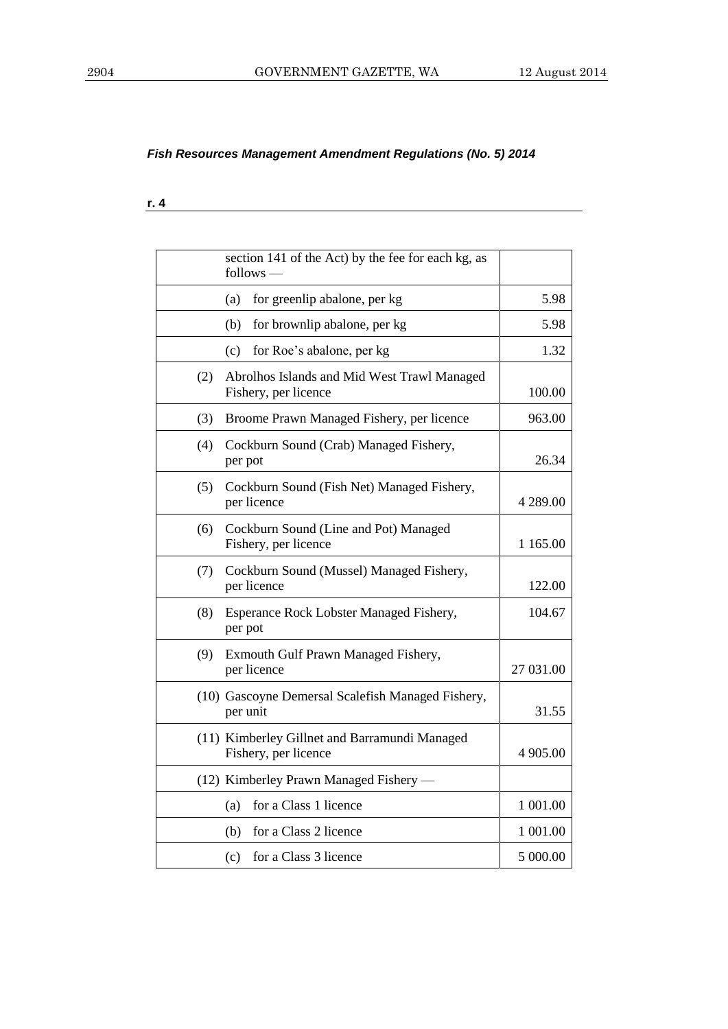*Fish Resources Management Amendment Regulations (No. 5) 2014*

**r. 4**

| | |
|---|---|
| section 141 of the Act) by the fee for each kg, as follows — | |
| (a) for greenlip abalone, per kg | 5.98 |
| (b) for brownlip abalone, per kg | 5.98 |
| (c) for Roe's abalone, per kg | 1.32 |
| (2) Abrolhos Islands and Mid West Trawl Managed Fishery, per licence | 100.00 |
| (3) Broome Prawn Managed Fishery, per licence | 963.00 |
| (4) Cockburn Sound (Crab) Managed Fishery, per pot | 26.34 |
| (5) Cockburn Sound (Fish Net) Managed Fishery, per licence | 4 289.00 |
| (6) Cockburn Sound (Line and Pot) Managed Fishery, per licence | 1 165.00 |
| (7) Cockburn Sound (Mussel) Managed Fishery, per licence | 122.00 |
| (8) Esperance Rock Lobster Managed Fishery, per pot | 104.67 |
| (9) Exmouth Gulf Prawn Managed Fishery, per licence | 27 031.00 |
| (10) Gascoyne Demersal Scalefish Managed Fishery, per unit | 31.55 |
| (11) Kimberley Gillnet and Barramundi Managed Fishery, per licence | 4 905.00 |
| (12) Kimberley Prawn Managed Fishery — | |
| (a) for a Class 1 licence | 1 001.00 |
| (b) for a Class 2 licence | 1 001.00 |
| (c) for a Class 3 licence | 5 000.00 |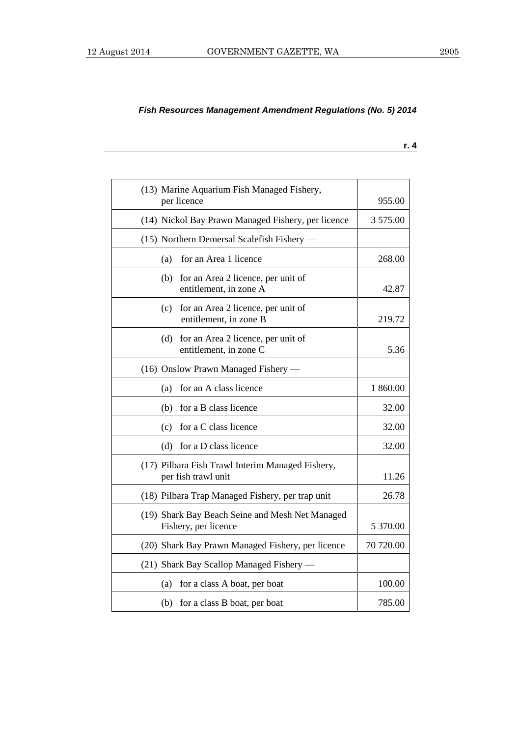*Fish Resources Management Amendment Regulations (No. 5) 2014*

r. 4

| | |
|---|---|
| (13) Marine Aquarium Fish Managed Fishery, per licence | 955.00 |
| (14) Nickol Bay Prawn Managed Fishery, per licence | 3 575.00 |
| (15) Northern Demersal Scalefish Fishery — | |
| (a) for an Area 1 licence | 268.00 |
| (b) for an Area 2 licence, per unit of entitlement, in zone A | 42.87 |
| (c) for an Area 2 licence, per unit of entitlement, in zone B | 219.72 |
| (d) for an Area 2 licence, per unit of entitlement, in zone C | 5.36 |
| (16) Onslow Prawn Managed Fishery — | |
| (a) for an A class licence | 1 860.00 |
| (b) for a B class licence | 32.00 |
| (c) for a C class licence | 32.00 |
| (d) for a D class licence | 32.00 |
| (17) Pilbara Fish Trawl Interim Managed Fishery, per fish trawl unit | 11.26 |
| (18) Pilbara Trap Managed Fishery, per trap unit | 26.78 |
| (19) Shark Bay Beach Seine and Mesh Net Managed Fishery, per licence | 5 370.00 |
| (20) Shark Bay Prawn Managed Fishery, per licence | 70 720.00 |
| (21) Shark Bay Scallop Managed Fishery — | |
| (a) for a class A boat, per boat | 100.00 |
| (b) for a class B boat, per boat | 785.00 |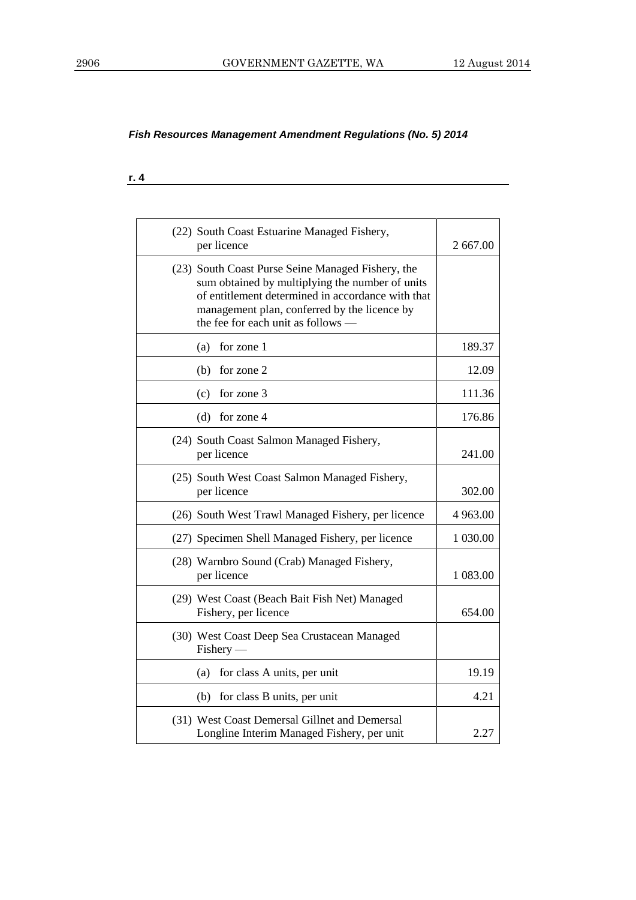*Fish Resources Management Amendment Regulations (No. 5) 2014*

**r. 4**

| | |
|---|---|
| (22) South Coast Estuarine Managed Fishery, per licence | 2 667.00 |
| (23) South Coast Purse Seine Managed Fishery, the sum obtained by multiplying the number of units of entitlement determined in accordance with that management plan, conferred by the licence by the fee for each unit as follows — | |
| (a) for zone 1 | 189.37 |
| (b) for zone 2 | 12.09 |
| (c) for zone 3 | 111.36 |
| (d) for zone 4 | 176.86 |
| (24) South Coast Salmon Managed Fishery, per licence | 241.00 |
| (25) South West Coast Salmon Managed Fishery, per licence | 302.00 |
| (26) South West Trawl Managed Fishery, per licence | 4 963.00 |
| (27) Specimen Shell Managed Fishery, per licence | 1 030.00 |
| (28) Warnbro Sound (Crab) Managed Fishery, per licence | 1 083.00 |
| (29) West Coast (Beach Bait Fish Net) Managed Fishery, per licence | 654.00 |
| (30) West Coast Deep Sea Crustacean Managed Fishery — | |
| (a) for class A units, per unit | 19.19 |
| (b) for class B units, per unit | 4.21 |
| (31) West Coast Demersal Gillnet and Demersal Longline Interim Managed Fishery, per unit | 2.27 |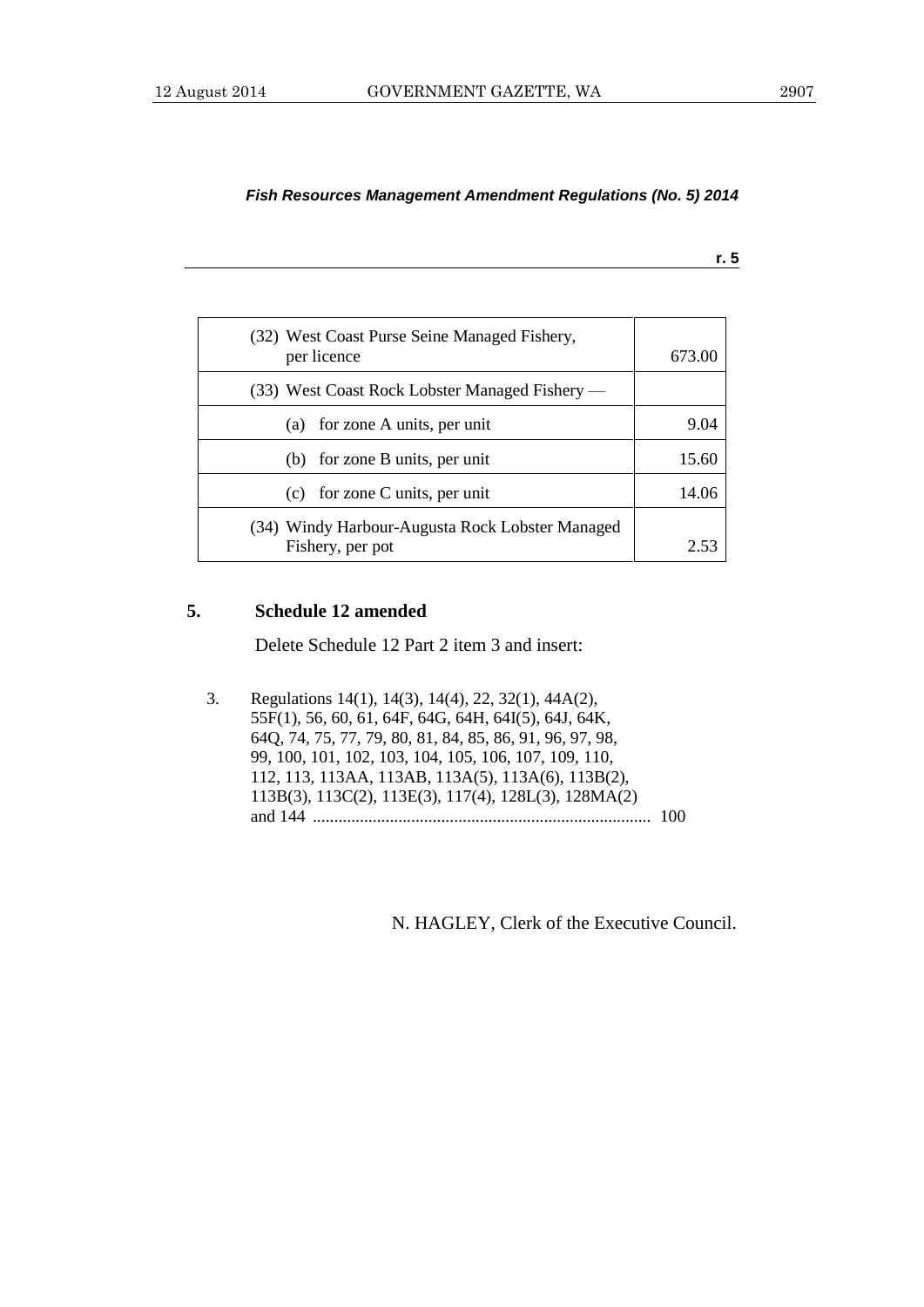*Fish Resources Management Amendment Regulations (No. 5) 2014*

r. 5

| | |
|---|---|
| (32) West Coast Purse Seine Managed Fishery, per licence | 673.00 |
| (33) West Coast Rock Lobster Managed Fishery — | |
| (a) for zone A units, per unit | 9.04 |
| (b) for zone B units, per unit | 15.60 |
| (c) for zone C units, per unit | 14.06 |
| (34) Windy Harbour-Augusta Rock Lobster Managed Fishery, per pot | 2.53 |

## 5. Schedule 12 amended

Delete Schedule 12 Part 2 item 3 and insert:

3. Regulations 14(1), 14(3), 14(4), 22, 32(1), 44A(2), 55F(1), 56, 60, 61, 64F, 64G, 64H, 64I(5), 64J, 64K, 64Q, 74, 75, 77, 79, 80, 81, 84, 85, 86, 91, 96, 97, 98, 99, 100, 101, 102, 103, 104, 105, 106, 107, 109, 110, 112, 113, 113AA, 113AB, 113A(5), 113A(6), 113B(2), 113B(3), 113C(2), 113E(3), 117(4), 128L(3), 128MA(2) and 144 .............................................................................. 100

N. HAGLEY, Clerk of the Executive Council.